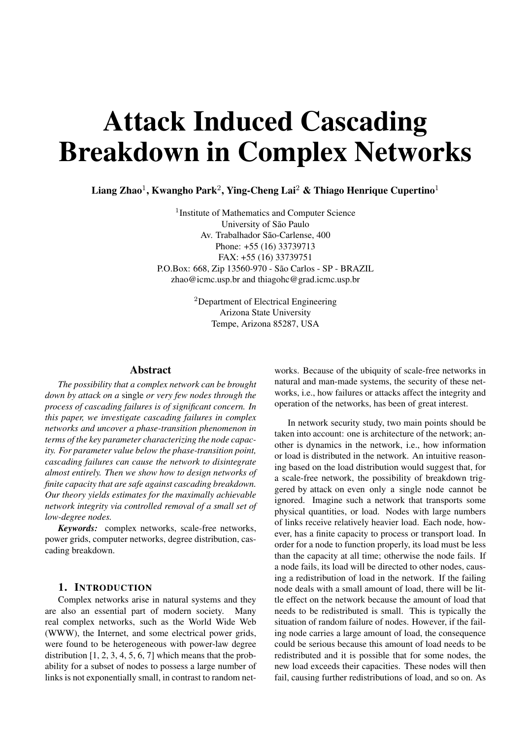# Attack Induced Cascading Breakdown in Complex Networks

**Liang Zhao[1], Kwangho Park[2], Ying-Cheng Lai[2] & Thiago Henrique Cupertino[1]**

[1]Institute of Mathematics and Computer Science
University of São Paulo
Av. Trabalhador São-Carlense, 400
Phone: +55 (16) 33739713
FAX: +55 (16) 33739751
P.O.Box: 668, Zip 13560-970 - São Carlos - SP - BRAZIL
zhao@icmc.usp.br and thiagohc@grad.icmc.usp.br

[2]Department of Electrical Engineering
Arizona State University
Tempe, Arizona 85287, USA

## Abstract

*The possibility that a complex network can be brought down by attack on a* single *or very few nodes through the process of cascading failures is of significant concern. In this paper, we investigate cascading failures in complex networks and uncover a phase-transition phenomenon in terms of the key parameter characterizing the node capacity. For parameter value below the phase-transition point, cascading failures can cause the network to disintegrate almost entirely. Then we show how to design networks of finite capacity that are safe against cascading breakdown. Our theory yields estimates for the maximally achievable network integrity via controlled removal of a small set of low-degree nodes.*

***Keywords:*** complex networks, scale-free networks, power grids, computer networks, degree distribution, cascading breakdown.

## 1. Introduction

Complex networks arise in natural systems and they are also an essential part of modern society. Many real complex networks, such as the World Wide Web (WWW), the Internet, and some electrical power grids, were found to be heterogeneous with power-law degree distribution [1, 2, 3, 4, 5, 6, 7] which means that the probability for a subset of nodes to possess a large number of links is not exponentially small, in contrast to random networks. Because of the ubiquity of scale-free networks in natural and man-made systems, the security of these networks, i.e., how failures or attacks affect the integrity and operation of the networks, has been of great interest.

In network security study, two main points should be taken into account: one is architecture of the network; another is dynamics in the network, i.e., how information or load is distributed in the network. An intuitive reasoning based on the load distribution would suggest that, for a scale-free network, the possibility of breakdown triggered by attack on even only a single node cannot be ignored. Imagine such a network that transports some physical quantities, or load. Nodes with large numbers of links receive relatively heavier load. Each node, however, has a finite capacity to process or transport load. In order for a node to function properly, its load must be less than the capacity at all time; otherwise the node fails. If a node fails, its load will be directed to other nodes, causing a redistribution of load in the network. If the failing node deals with a small amount of load, there will be little effect on the network because the amount of load that needs to be redistributed is small. This is typically the situation of random failure of nodes. However, if the failing node carries a large amount of load, the consequence could be serious because this amount of load needs to be redistributed and it is possible that for some nodes, the new load exceeds their capacities. These nodes will then fail, causing further redistributions of load, and so on. As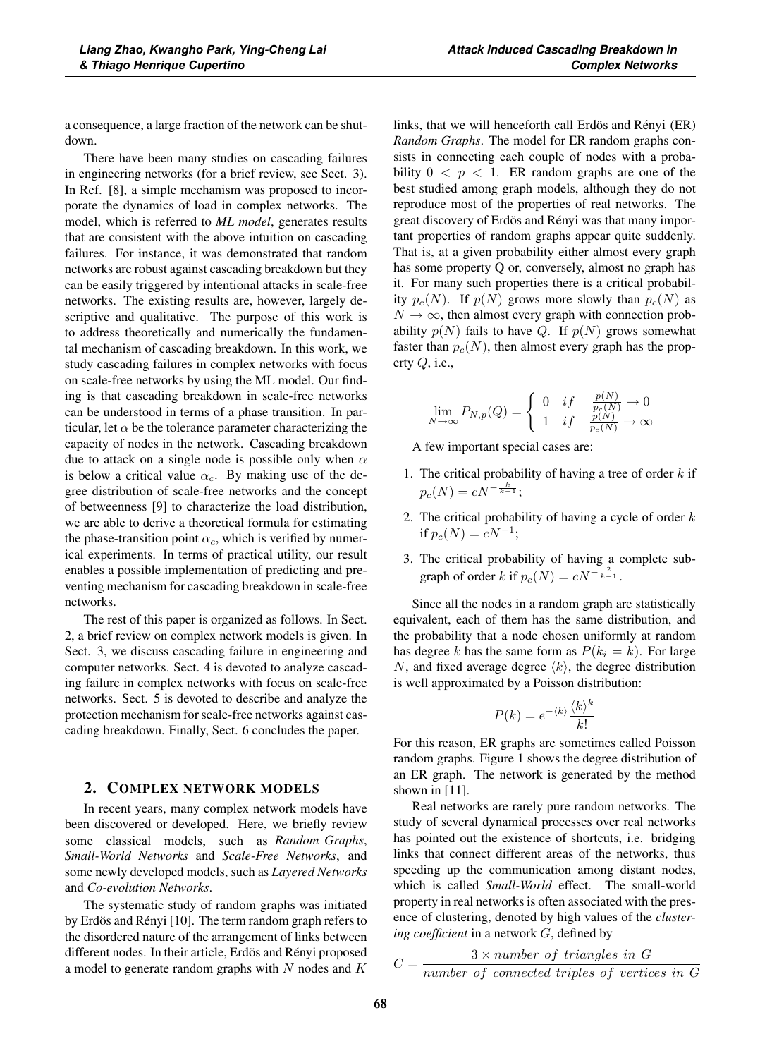a consequence, a large fraction of the network can be shutdown.

There have been many studies on cascading failures in engineering networks (for a brief review, see Sect. 3). In Ref. [8], a simple mechanism was proposed to incorporate the dynamics of load in complex networks. The model, which is referred to *ML model*, generates results that are consistent with the above intuition on cascading failures. For instance, it was demonstrated that random networks are robust against cascading breakdown but they can be easily triggered by intentional attacks in scale-free networks. The existing results are, however, largely descriptive and qualitative. The purpose of this work is to address theoretically and numerically the fundamental mechanism of cascading breakdown. In this work, we study cascading failures in complex networks with focus on scale-free networks by using the ML model. Our finding is that cascading breakdown in scale-free networks can be understood in terms of a phase transition. In particular, let $\alpha$ be the tolerance parameter characterizing the capacity of nodes in the network. Cascading breakdown due to attack on a single node is possible only when $\alpha$ is below a critical value $\alpha_c$. By making use of the degree distribution of scale-free networks and the concept of betweenness [9] to characterize the load distribution, we are able to derive a theoretical formula for estimating the phase-transition point $\alpha_c$, which is verified by numerical experiments. In terms of practical utility, our result enables a possible implementation of predicting and preventing mechanism for cascading breakdown in scale-free networks.

The rest of this paper is organized as follows. In Sect. 2, a brief review on complex network models is given. In Sect. 3, we discuss cascading failure in engineering and computer networks. Sect. 4 is devoted to analyze cascading failure in complex networks with focus on scale-free networks. Sect. 5 is devoted to describe and analyze the protection mechanism for scale-free networks against cascading breakdown. Finally, Sect. 6 concludes the paper.

## 2. Complex Network Models

In recent years, many complex network models have been discovered or developed. Here, we briefly review some classical models, such as *Random Graphs*, *Small-World Networks* and *Scale-Free Networks*, and some newly developed models, such as *Layered Networks* and *Co-evolution Networks*.

The systematic study of random graphs was initiated by Erdös and Rényi [10]. The term random graph refers to the disordered nature of the arrangement of links between different nodes. In their article, Erdös and Rényi proposed a model to generate random graphs with $N$ nodes and $K$ links, that we will henceforth call Erdös and Rényi (ER) *Random Graphs*. The model for ER random graphs consists in connecting each couple of nodes with a probability $0 < p < 1$. ER random graphs are one of the best studied among graph models, although they do not reproduce most of the properties of real networks. The great discovery of Erdös and Rényi was that many important properties of random graphs appear quite suddenly. That is, at a given probability either almost every graph has some property Q or, conversely, almost no graph has it. For many such properties there is a critical probability $p_c(N)$. If $p(N)$ grows more slowly than $p_c(N)$ as $N \to \infty$, then almost every graph with connection probability $p(N)$ fails to have $Q$. If $p(N)$ grows somewhat faster than $p_c(N)$, then almost every graph has the property $Q$, i.e.,

$$\lim_{N\to\infty} P_{N,p}(Q) = \begin{cases} 0 & if \quad \frac{p(N)}{p_c(N)} \to 0 \\ 1 & if \quad \frac{p(N)}{p_c(N)} \to \infty \end{cases}$$

A few important special cases are:

1. The critical probability of having a tree of order $k$ if $p_c(N) = cN^{-\frac{k}{k-1}}$;
2. The critical probability of having a cycle of order $k$ if $p_c(N) = cN^{-1}$;
3. The critical probability of having a complete subgraph of order $k$ if $p_c(N) = cN^{-\frac{2}{k-1}}$.

Since all the nodes in a random graph are statistically equivalent, each of them has the same distribution, and the probability that a node chosen uniformly at random has degree $k$ has the same form as $P(k_i = k)$. For large $N$, and fixed average degree $\langle k\rangle$, the degree distribution is well approximated by a Poisson distribution:

$$P(k) = e^{-\langle k\rangle} \frac{\langle k\rangle^k}{k!}$$

For this reason, ER graphs are sometimes called Poisson random graphs. Figure 1 shows the degree distribution of an ER graph. The network is generated by the method shown in [11].

Real networks are rarely pure random networks. The study of several dynamical processes over real networks has pointed out the existence of shortcuts, i.e. bridging links that connect different areas of the networks, thus speeding up the communication among distant nodes, which is called *Small-World* effect. The small-world property in real networks is often associated with the presence of clustering, denoted by high values of the *clustering coefficient* in a network $G$, defined by

$$C = \frac{3 \times number\ of\ triangles\ in\ G}{number\ of\ connected\ triples\ of\ vertices\ in\ G}$$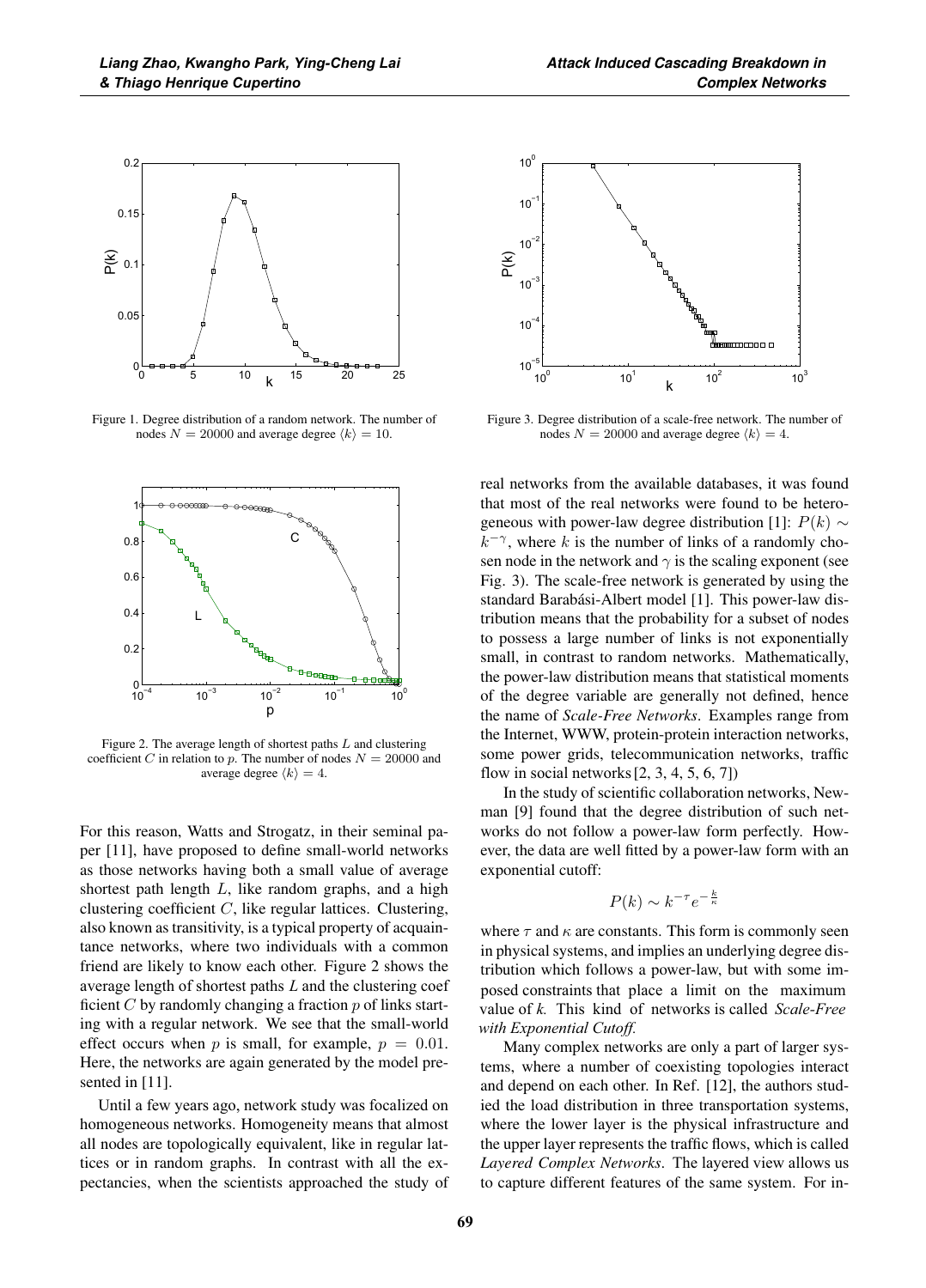0.2
0.15
P(k)
0.1
0.05
0
0 5 10 k 15 20 25

Figure 1. Degree distribution of a random network. The number of nodes $N = 20000$ and average degree $\langle k \rangle = 10$.

1
0.8
0.6
0.4
0.2
0
$10^{-4}$ $10^{-3}$ $10^{-2}$ $10^{-1}$ $10^{0}$
p
C
L

Figure 2. The average length of shortest paths $L$ and clustering coefficient $C$ in relation to $p$. The number of nodes $N = 20000$ and average degree $\langle k \rangle = 4$.

For this reason, Watts and Strogatz, in their seminal paper [11], have proposed to define small-world networks as those networks having both a small value of average shortest path length $L$, like random graphs, and a high clustering coefficient $C$, like regular lattices. Clustering, also known as transitivity, is a typical property of acquaintance networks, where two individuals with a common friend are likely to know each other. Figure 2 shows the average length of shortest paths $L$ and the clustering coefficient $C$ by randomly changing a fraction $p$ of links starting with a regular network. We see that the small-world effect occurs when $p$ is small, for example, $p = 0.01$. Here, the networks are again generated by the model presented in [11].

Until a few years ago, network study was focalized on homogeneous networks. Homogeneity means that almost all nodes are topologically equivalent, like in regular lattices or in random graphs. In contrast with all the expectancies, when the scientists approached the study of

$10^{0}$
$10^{-1}$
$10^{-2}$
P(k)
$10^{-3}$
$10^{-4}$
$10^{-5}$
$10^{0}$ $10^{1}$ k $10^{2}$ $10^{3}$

Figure 3. Degree distribution of a scale-free network. The number of nodes $N = 20000$ and average degree $\langle k \rangle = 4$.

real networks from the available databases, it was found that most of the real networks were found to be heterogeneous with power-law degree distribution [1]: $P(k) \sim k^{-\gamma}$, where $k$ is the number of links of a randomly chosen node in the network and $\gamma$ is the scaling exponent (see Fig. 3). The scale-free network is generated by using the standard Barabási-Albert model [1]. This power-law distribution means that the probability for a subset of nodes to possess a large number of links is not exponentially small, in contrast to random networks. Mathematically, the power-law distribution means that statistical moments of the degree variable are generally not defined, hence the name of *Scale-Free Networks*. Examples range from the Internet, WWW, protein-protein interaction networks, some power grids, telecommunication networks, traffic flow in social networks [2, 3, 4, 5, 6, 7])

In the study of scientific collaboration networks, Newman [9] found that the degree distribution of such networks do not follow a power-law form perfectly. However, the data are well fitted by a power-law form with an exponential cutoff:

$$P(k) \sim k^{-\tau} e^{-\frac{k}{\kappa}}$$

where $\tau$ and $\kappa$ are constants. This form is commonly seen in physical systems, and implies an underlying degree distribution which follows a power-law, but with some imposed constraints that place a limit on the maximum value of *k*. This kind of networks is called *Scale-Free with Exponential Cutoff.*

Many complex networks are only a part of larger systems, where a number of coexisting topologies interact and depend on each other. In Ref. [12], the authors studied the load distribution in three transportation systems, where the lower layer is the physical infrastructure and the upper layer represents the traffic flows, which is called *Layered Complex Networks*. The layered view allows us to capture different features of the same system. For in-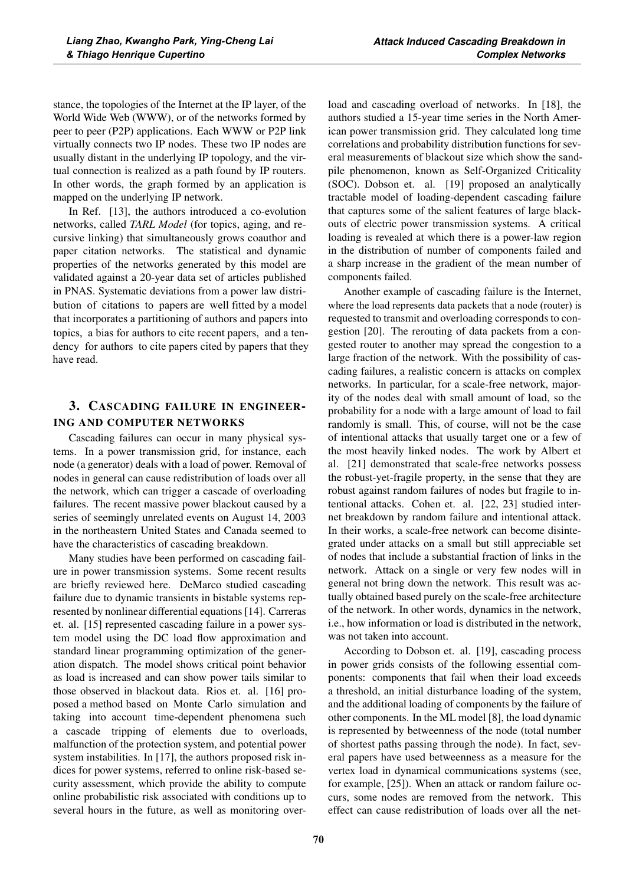stance, the topologies of the Internet at the IP layer, of the World Wide Web (WWW), or of the networks formed by peer to peer (P2P) applications. Each WWW or P2P link virtually connects two IP nodes. These two IP nodes are usually distant in the underlying IP topology, and the virtual connection is realized as a path found by IP routers. In other words, the graph formed by an application is mapped on the underlying IP network.

In Ref. [13], the authors introduced a co-evolution networks, called *TARL Model* (for topics, aging, and recursive linking) that simultaneously grows coauthor and paper citation networks. The statistical and dynamic properties of the networks generated by this model are validated against a 20-year data set of articles published in PNAS. Systematic deviations from a power law distribution of citations to papers are well fitted by a model that incorporates a partitioning of authors and papers into topics, a bias for authors to cite recent papers, and a tendency for authors to cite papers cited by papers that they have read.

## 3. Cascading failure in engineering and computer networks

Cascading failures can occur in many physical systems. In a power transmission grid, for instance, each node (a generator) deals with a load of power. Removal of nodes in general can cause redistribution of loads over all the network, which can trigger a cascade of overloading failures. The recent massive power blackout caused by a series of seemingly unrelated events on August 14, 2003 in the northeastern United States and Canada seemed to have the characteristics of cascading breakdown.

Many studies have been performed on cascading failure in power transmission systems. Some recent results are briefly reviewed here. DeMarco studied cascading failure due to dynamic transients in bistable systems represented by nonlinear differential equations [14]. Carreras et. al. [15] represented cascading failure in a power system model using the DC load flow approximation and standard linear programming optimization of the generation dispatch. The model shows critical point behavior as load is increased and can show power tails similar to those observed in blackout data. Rios et. al. [16] proposed a method based on Monte Carlo simulation and taking into account time-dependent phenomena such a cascade tripping of elements due to overloads, malfunction of the protection system, and potential power system instabilities. In [17], the authors proposed risk indices for power systems, referred to online risk-based security assessment, which provide the ability to compute online probabilistic risk associated with conditions up to several hours in the future, as well as monitoring overload and cascading overload of networks. In [18], the authors studied a 15-year time series in the North American power transmission grid. They calculated long time correlations and probability distribution functions for several measurements of blackout size which show the sandpile phenomenon, known as Self-Organized Criticality (SOC). Dobson et. al. [19] proposed an analytically tractable model of loading-dependent cascading failure that captures some of the salient features of large blackouts of electric power transmission systems. A critical loading is revealed at which there is a power-law region in the distribution of number of components failed and a sharp increase in the gradient of the mean number of components failed.

Another example of cascading failure is the Internet, where the load represents data packets that a node (router) is requested to transmit and overloading corresponds to congestion [20]. The rerouting of data packets from a congested router to another may spread the congestion to a large fraction of the network. With the possibility of cascading failures, a realistic concern is attacks on complex networks. In particular, for a scale-free network, majority of the nodes deal with small amount of load, so the probability for a node with a large amount of load to fail randomly is small. This, of course, will not be the case of intentional attacks that usually target one or a few of the most heavily linked nodes. The work by Albert et al. [21] demonstrated that scale-free networks possess the robust-yet-fragile property, in the sense that they are robust against random failures of nodes but fragile to intentional attacks. Cohen et. al. [22, 23] studied internet breakdown by random failure and intentional attack. In their works, a scale-free network can become disintegrated under attacks on a small but still appreciable set of nodes that include a substantial fraction of links in the network. Attack on a single or very few nodes will in general not bring down the network. This result was actually obtained based purely on the scale-free architecture of the network. In other words, dynamics in the network, i.e., how information or load is distributed in the network, was not taken into account.

According to Dobson et. al. [19], cascading process in power grids consists of the following essential components: components that fail when their load exceeds a threshold, an initial disturbance loading of the system, and the additional loading of components by the failure of other components. In the ML model [8], the load dynamic is represented by betweenness of the node (total number of shortest paths passing through the node). In fact, several papers have used betweenness as a measure for the vertex load in dynamical communications systems (see, for example, [25]). When an attack or random failure occurs, some nodes are removed from the network. This effect can cause redistribution of loads over all the net-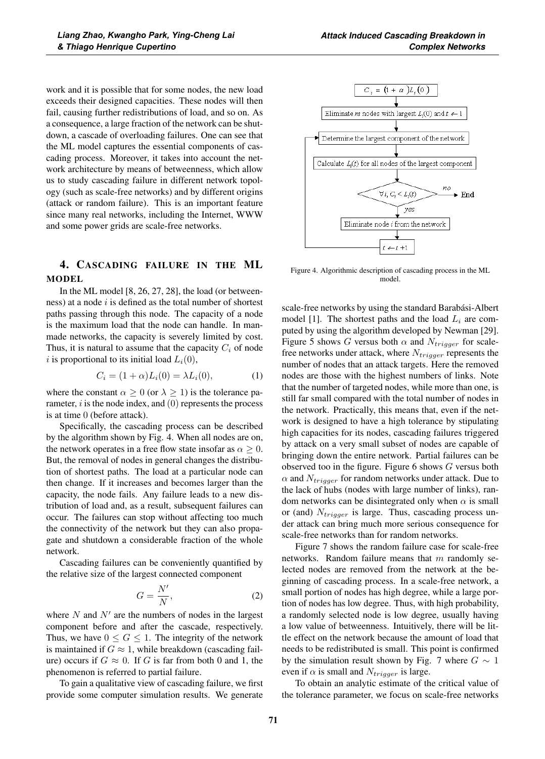work and it is possible that for some nodes, the new load exceeds their designed capacities. These nodes will then fail, causing further redistributions of load, and so on. As a consequence, a large fraction of the network can be shutdown, a cascade of overloading failures. One can see that the ML model captures the essential components of cascading process. Moreover, it takes into account the network architecture by means of betweenness, which allow us to study cascading failure in different network topology (such as scale-free networks) and by different origins (attack or random failure). This is an important feature since many real networks, including the Internet, WWW and some power grids are scale-free networks.

## 4. Cascading failure in the ML model

In the ML model [8, 26, 27, 28], the load (or betweenness) at a node $i$ is defined as the total number of shortest paths passing through this node. The capacity of a node is the maximum load that the node can handle. In man-made networks, the capacity is severely limited by cost. Thus, it is natural to assume that the capacity $C_i$ of node $i$ is proportional to its initial load $L_i(0)$,

$$C_i = (1 + \alpha)L_i(0) = \lambda L_i(0), \tag{1}$$

where the constant $\alpha \geq 0$ (or $\lambda \geq 1$) is the tolerance parameter, $i$ is the node index, and $(0)$ represents the process is at time 0 (before attack).

Specifically, the cascading process can be described by the algorithm shown by Fig. 4. When all nodes are on, the network operates in a free flow state insofar as $\alpha \geq 0$. But, the removal of nodes in general changes the distribution of shortest paths. The load at a particular node can then change. If it increases and becomes larger than the capacity, the node fails. Any failure leads to a new distribution of load and, as a result, subsequent failures can occur. The failures can stop without affecting too much the connectivity of the network but they can also propagate and shutdown a considerable fraction of the whole network.

Cascading failures can be conveniently quantified by the relative size of the largest connected component

$$G = \frac{N'}{N}, \tag{2}$$

where $N$ and $N'$ are the numbers of nodes in the largest component before and after the cascade, respectively. Thus, we have $0 \leq G \leq 1$. The integrity of the network is maintained if $G \approx 1$, while breakdown (cascading failure) occurs if $G \approx 0$. If $G$ is far from both 0 and 1, the phenomenon is referred to partial failure.

To gain a qualitative view of cascading failure, we first provide some computer simulation results. We generate

$C_i = (1 + \alpha)L_i(0)$

Eliminate $m$ nodes with largest $L_i(0)$ and $t \leftarrow 1$

Determine the largest component of the network

Calculate $L_i(t)$ for all nodes of the largest component

$\forall i, C_i < L_i(t)$

no

End

yes

Eliminate node $i$ from the network

$t \leftarrow t + 1$

Figure 4. Algorithmic description of cascading process in the ML model.

scale-free networks by using the standard Barabási-Albert model [1]. The shortest paths and the load $L_i$ are computed by using the algorithm developed by Newman [29]. Figure 5 shows $G$ versus both $\alpha$ and $N_{trigger}$ for scale-free networks under attack, where $N_{trigger}$ represents the number of nodes that an attack targets. Here the removed nodes are those with the highest numbers of links. Note that the number of targeted nodes, while more than one, is still far small compared with the total number of nodes in the network. Practically, this means that, even if the network is designed to have a high tolerance by stipulating high capacities for its nodes, cascading failures triggered by attack on a very small subset of nodes are capable of bringing down the entire network. Partial failures can be observed too in the figure. Figure 6 shows $G$ versus both $\alpha$ and $N_{trigger}$ for random networks under attack. Due to the lack of hubs (nodes with large number of links), random networks can be disintegrated only when $\alpha$ is small or (and) $N_{trigger}$ is large. Thus, cascading process under attack can bring much more serious consequence for scale-free networks than for random networks.

Figure 7 shows the random failure case for scale-free networks. Random failure means that $m$ randomly selected nodes are removed from the network at the beginning of cascading process. In a scale-free network, a small portion of nodes has high degree, while a large portion of nodes has low degree. Thus, with high probability, a randomly selected node is low degree, usually having a low value of betweenness. Intuitively, there will be little effect on the network because the amount of load that needs to be redistributed is small. This point is confirmed by the simulation result shown by Fig. 7 where $G \sim 1$ even if $\alpha$ is small and $N_{trigger}$ is large.

To obtain an analytic estimate of the critical value of the tolerance parameter, we focus on scale-free networks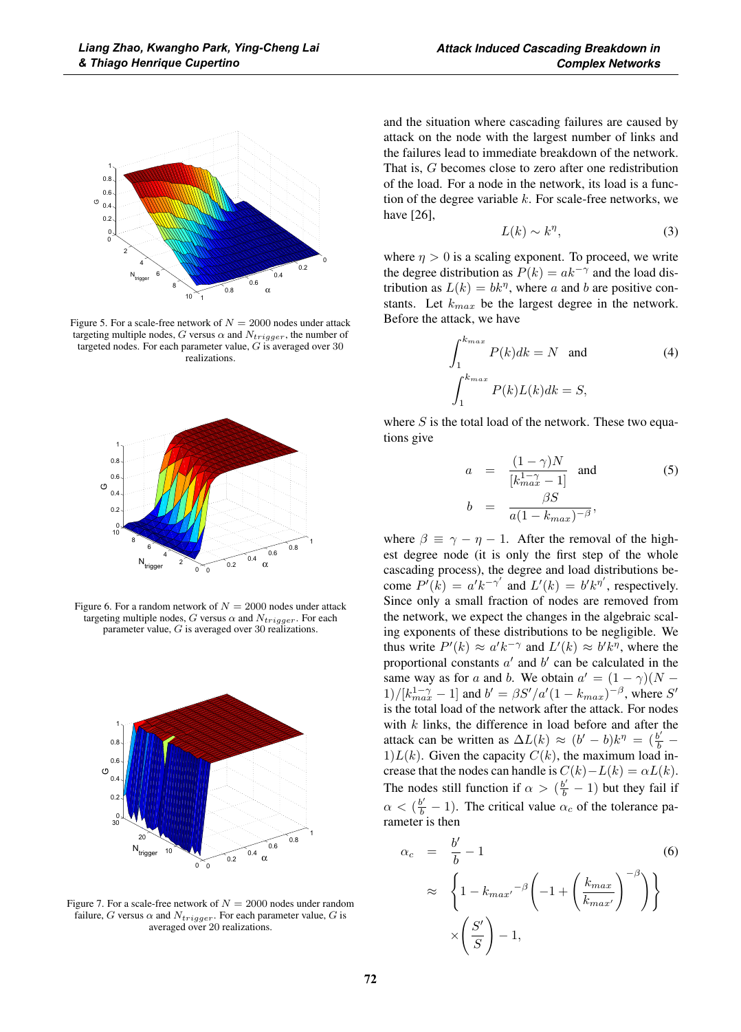1
0.8
0.6
G
0.4
0.2
0
0
2
4
N
trigger
6
8
10
1
0.8
0.6
0.4
0.2
0
α

Figure 5. For a scale-free network of $N = 2000$ nodes under attack targeting multiple nodes, $G$ versus $\alpha$ and $N_{trigger}$, the number of targeted nodes. For each parameter value, $G$ is averaged over 30 realizations.

1
0.8
0.6
G
0.4
0.2
0
10
8
6
4
N
trigger
2
0
0
0.2
0.4
0.6
0.8
1
α

Figure 6. For a random network of $N = 2000$ nodes under attack targeting multiple nodes, $G$ versus $\alpha$ and $N_{trigger}$. For each parameter value, $G$ is averaged over 30 realizations.

1
0.8
0.6
G
0.4
0.2
0
30
20
N
trigger
10
0
0
0.2
0.4
0.6
0.8
1
α

Figure 7. For a scale-free network of $N = 2000$ nodes under random failure, $G$ versus $\alpha$ and $N_{trigger}$. For each parameter value, $G$ is averaged over 20 realizations.

and the situation where cascading failures are caused by attack on the node with the largest number of links and the failures lead to immediate breakdown of the network. That is, $G$ becomes close to zero after one redistribution of the load. For a node in the network, its load is a function of the degree variable $k$. For scale-free networks, we have [26],

$$L(k) \sim k^{\eta}, \tag{3}$$

where $\eta > 0$ is a scaling exponent. To proceed, we write the degree distribution as $P(k) = ak^{-\gamma}$ and the load distribution as $L(k) = bk^{\eta}$, where $a$ and $b$ are positive constants. Let $k_{max}$ be the largest degree in the network. Before the attack, we have

$$\int_{1}^{k_{max}} P(k)dk = N \quad \text{and} \tag{4}$$
$$\int_{1}^{k_{max}} P(k)L(k)dk = S,$$

where $S$ is the total load of the network. These two equations give

$$a = \frac{(1-\gamma)N}{[k_{max}^{1-\gamma} - 1]} \quad \text{and} \tag{5}$$
$$b = \frac{\beta S}{a(1-k_{max})^{-\beta}},$$

where $\beta \equiv \gamma - \eta - 1$. After the removal of the highest degree node (it is only the first step of the whole cascading process), the degree and load distributions become $P'(k) = a'k^{-\gamma'}$ and $L'(k) = b'k^{\eta'}$, respectively. Since only a small fraction of nodes are removed from the network, we expect the changes in the algebraic scaling exponents of these distributions to be negligible. We thus write $P'(k) \approx a'k^{-\gamma}$ and $L'(k) \approx b'k^{\eta}$, where the proportional constants $a'$ and $b'$ can be calculated in the same way as for $a$ and $b$. We obtain $a' = (1-\gamma)(N-1)/[k_{max}^{1-\gamma} - 1]$ and $b' = \beta S'/a'(1-k_{max})^{-\beta}$, where $S'$ is the total load of the network after the attack. For nodes with $k$ links, the difference in load before and after the attack can be written as $\Delta L(k) \approx (b'-b)k^{\eta} = (\frac{b'}{b} - 1)L(k)$. Given the capacity $C(k)$, the maximum load increase that the nodes can handle is $C(k) - L(k) = \alpha L(k)$. The nodes still function if $\alpha > (\frac{b'}{b} - 1)$ but they fail if $\alpha < (\frac{b'}{b} - 1)$. The critical value $\alpha_c$ of the tolerance parameter is then

$$\begin{aligned}\alpha_c &= \frac{b'}{b} - 1 \\ &\approx \left\{1 - k_{max'}{}^{-\beta}\left(-1 + \left(\frac{k_{max}}{k_{max'}}\right)^{-\beta}\right)\right\} \\ &\times \left(\frac{S'}{S}\right) - 1,\end{aligned} \tag{6}$$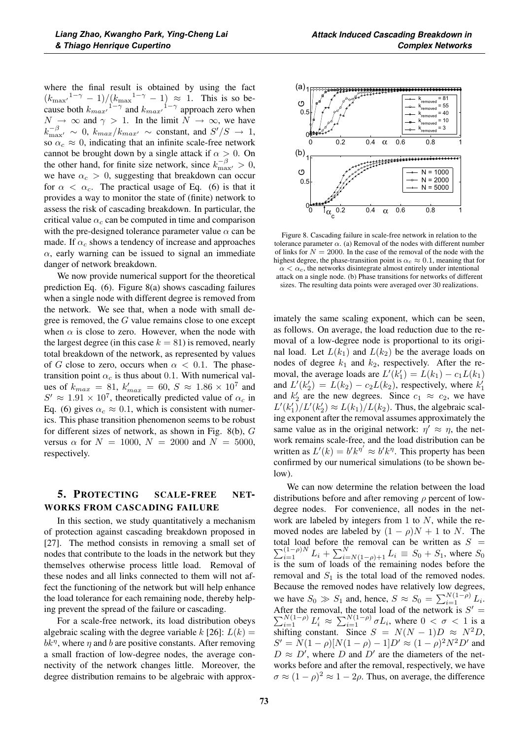where the final result is obtained by using the fact $({k_{\max'}}^{1-\gamma} - 1)/({k_{\max}}^{1-\gamma} - 1) \approx 1$. This is so because both ${k_{max'}}^{1-\gamma}$ and ${k_{max'}}^{1-\gamma}$ approach zero when $N \to \infty$ and $\gamma > 1$. In the limit $N \to \infty$, we have $k_{\max'}^{-\beta} \sim 0$, $k_{max}/k_{max'} \sim$ constant, and $S'/S \to 1$, so $\alpha_c \approx 0$, indicating that an infinite scale-free network cannot be brought down by a single attack if $\alpha > 0$. On the other hand, for finite size network, since $k_{\max'}^{-\beta} > 0$, we have $\alpha_c > 0$, suggesting that breakdown can occur for $\alpha < \alpha_c$. The practical usage of Eq. (6) is that it provides a way to monitor the state of (finite) network to assess the risk of cascading breakdown. In particular, the critical value $\alpha_c$ can be computed in time and comparison with the pre-designed tolerance parameter value $\alpha$ can be made. If $\alpha_c$ shows a tendency of increase and approaches $\alpha$, early warning can be issued to signal an immediate danger of network breakdown.

We now provide numerical support for the theoretical prediction Eq. (6). Figure 8(a) shows cascading failures when a single node with different degree is removed from the network. We see that, when a node with small degree is removed, the $G$ value remains close to one except when $\alpha$ is close to zero. However, when the node with the largest degree (in this case $k = 81$) is removed, nearly total breakdown of the network, as represented by values of $G$ close to zero, occurs when $\alpha < 0.1$. The phase-transition point $\alpha_c$ is thus about 0.1. With numerical values of $k_{max} = 81$, $k'_{max} = 60$, $S \approx 1.86 \times 10^7$ and $S' \approx 1.91 \times 10^7$, theoretically predicted value of $\alpha_c$ in Eq. (6) gives $\alpha_c \approx 0.1$, which is consistent with numerics. This phase transition phenomenon seems to be robust for different sizes of network, as shown in Fig. 8(b), $G$ versus $\alpha$ for $N = 1000$, $N = 2000$ and $N = 5000$, respectively.

(a)
G
0.5
k_removed = 81
k_removed = 55
k_removed = 40
k_removed = 10
k_removed = 3
0 0.2 0.4 α 0.6 0.8 1
(b)
G
0.5
N = 1000
N = 2000
N = 5000
0 α_c 0.2 0.4 α 0.6 0.8 1

Figure 8. Cascading failure in scale-free network in relation to the tolerance parameter $\alpha$. (a) Removal of the nodes with different number of links for $N = 2000$. In the case of the removal of the node with the highest degree, the phase-transition point is $\alpha_c \approx 0.1$, meaning that for $\alpha < \alpha_c$, the networks disintegrate almost entirely under intentional attack on a single node. (b) Phase transitions for networks of different sizes. The resulting data points were averaged over 30 realizations.

## 5. Protecting scale-free networks from cascading failure

In this section, we study quantitatively a mechanism of protection against cascading breakdown proposed in [27]. The method consists in removing a small set of nodes that contribute to the loads in the network but they themselves otherwise process little load. Removal of these nodes and all links connected to them will not affect the functioning of the network but will help enhance the load tolerance for each remaining node, thereby helping prevent the spread of the failure or cascading.

For a scale-free network, its load distribution obeys algebraic scaling with the degree variable $k$ [26]: $L(k) = bk^{\eta}$, where $\eta$ and $b$ are positive constants. After removing a small fraction of low-degree nodes, the average connectivity of the network changes little. Moreover, the degree distribution remains to be algebraic with approximately the same scaling exponent, which can be seen, as follows. On average, the load reduction due to the removal of a low-degree node is proportional to its original load. Let $L(k_1)$ and $L(k_2)$ be the average loads on nodes of degree $k_1$ and $k_2$, respectively. After the removal, the average loads are $L'(k'_1) = L(k_1) - c_1 L(k_1)$ and $L'(k'_2) = L(k_2) - c_2 L(k_2)$, respectively, where $k'_1$ and $k'_2$ are the new degrees. Since $c_1 \approx c_2$, we have $L'(k'_1)/L'(k'_2) \approx L(k_1)/L(k_2)$. Thus, the algebraic scaling exponent after the removal assumes approximately the same value as in the original network: $\eta' \approx \eta$, the network remains scale-free, and the load distribution can be written as $L'(k) = b'k^{\eta'} \approx b'k^{\eta}$. This property has been confirmed by our numerical simulations (to be shown below).

We can now determine the relation between the load distributions before and after removing $\rho$ percent of low-degree nodes. For convenience, all nodes in the network are labeled by integers from 1 to $N$, while the removed nodes are labeled by $(1-\rho)N + 1$ to $N$. The total load before the removal can be written as $S = \sum_{i=1}^{(1-\rho)N} L_i + \sum_{i=N(1-\rho)+1}^{N} L_i \equiv S_0 + S_1$, where $S_0$ is the sum of loads of the remaining nodes before the removal and $S_1$ is the total load of the removed nodes. Because the removed nodes have relatively low degrees, we have $S_0 \gg S_1$ and, hence, $S \approx S_0 = \sum_{i=1}^{N(1-\rho)} L_i$. After the removal, the total load of the network is $S' = \sum_{i=1}^{N(1-\rho)} L'_i \approx \sum_{i=1}^{N(1-\rho)} \sigma L_i$, where $0 < \sigma < 1$ is a shifting constant. Since $S = N(N-1)D \approx N^2 D$, $S' = N(1-\rho)[N(1-\rho) - 1]D' \approx (1-\rho)^2 N^2 D'$ and $D \approx D'$, where $D$ and $D'$ are the diameters of the networks before and after the removal, respectively, we have $\sigma \approx (1-\rho)^2 \approx 1 - 2\rho$. Thus, on average, the difference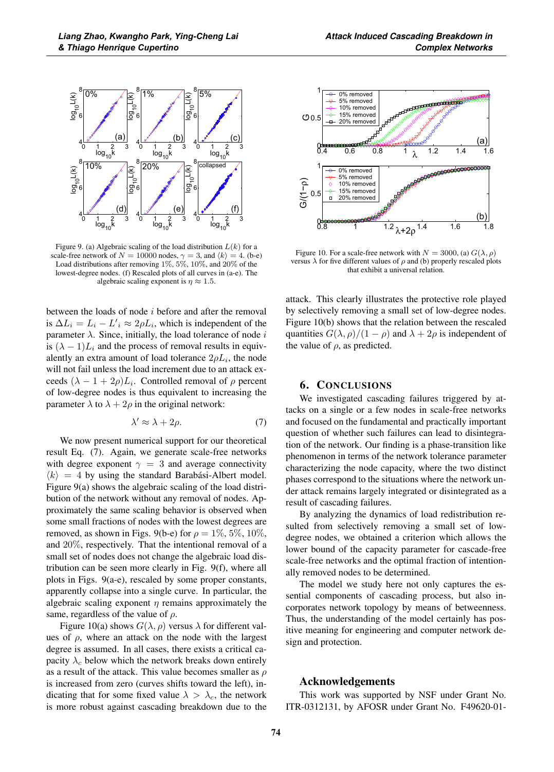Figure 9. (a) Algebraic scaling of the load distribution $L(k)$ for a scale-free network of $N = 10000$ nodes, $\gamma = 3$, and $\langle k \rangle = 4$. (b-e) Load distributions after removing 1%, 5%, 10%, and 20% of the lowest-degree nodes. (f) Rescaled plots of all curves in (a-e). The algebraic scaling exponent is $\eta \approx 1.5$.

between the loads of node $i$ before and after the removal is $\Delta L_i = L_i - L'_i \approx 2\rho L_i$, which is independent of the parameter $\lambda$. Since, initially, the load tolerance of node $i$ is $(\lambda - 1)L_i$ and the process of removal results in equivalently an extra amount of load tolerance $2\rho L_i$, the node will not fail unless the load increment due to an attack exceeds $(\lambda - 1 + 2\rho)L_i$. Controlled removal of $\rho$ percent of low-degree nodes is thus equivalent to increasing the parameter $\lambda$ to $\lambda + 2\rho$ in the original network:

$$\lambda' \approx \lambda + 2\rho. \tag{7}$$

We now present numerical support for our theoretical result Eq. (7). Again, we generate scale-free networks with degree exponent $\gamma = 3$ and average connectivity $\langle k \rangle = 4$ by using the standard Barabási-Albert model. Figure 9(a) shows the algebraic scaling of the load distribution of the network without any removal of nodes. Approximately the same scaling behavior is observed when some small fractions of nodes with the lowest degrees are removed, as shown in Figs. 9(b-e) for $\rho = 1\%$, $5\%$, $10\%$, and $20\%$, respectively. That the intentional removal of a small set of nodes does not change the algebraic load distribution can be seen more clearly in Fig. 9(f), where all plots in Figs. 9(a-e), rescaled by some proper constants, apparently collapse into a single curve. In particular, the algebraic scaling exponent $\eta$ remains approximately the same, regardless of the value of $\rho$.

Figure 10(a) shows $G(\lambda, \rho)$ versus $\lambda$ for different values of $\rho$, where an attack on the node with the largest degree is assumed. In all cases, there exists a critical capacity $\lambda_c$ below which the network breaks down entirely as a result of the attack. This value becomes smaller as $\rho$ is increased from zero (curves shifts toward the left), indicating that for some fixed value $\lambda > \lambda_c$, the network is more robust against cascading breakdown due to the

Figure 10. For a scale-free network with $N = 3000$, (a) $G(\lambda, \rho)$ versus $\lambda$ for five different values of $\rho$ and (b) properly rescaled plots that exhibit a universal relation.

attack. This clearly illustrates the protective role played by selectively removing a small set of low-degree nodes. Figure 10(b) shows that the relation between the rescaled quantities $G(\lambda, \rho)/(1 - \rho)$ and $\lambda + 2\rho$ is independent of the value of $\rho$, as predicted.

## 6. Conclusions

We investigated cascading failures triggered by attacks on a single or a few nodes in scale-free networks and focused on the fundamental and practically important question of whether such failures can lead to disintegration of the network. Our finding is a phase-transition like phenomenon in terms of the network tolerance parameter characterizing the node capacity, where the two distinct phases correspond to the situations where the network under attack remains largely integrated or disintegrated as a result of cascading failures.

By analyzing the dynamics of load redistribution resulted from selectively removing a small set of low-degree nodes, we obtained a criterion which allows the lower bound of the capacity parameter for cascade-free scale-free networks and the optimal fraction of intentionally removed nodes to be determined.

The model we study here not only captures the essential components of cascading process, but also incorporates network topology by means of betweenness. Thus, the understanding of the model certainly has positive meaning for engineering and computer network design and protection.

## Acknowledgements

This work was supported by NSF under Grant No. ITR-0312131, by AFOSR under Grant No. F49620-01-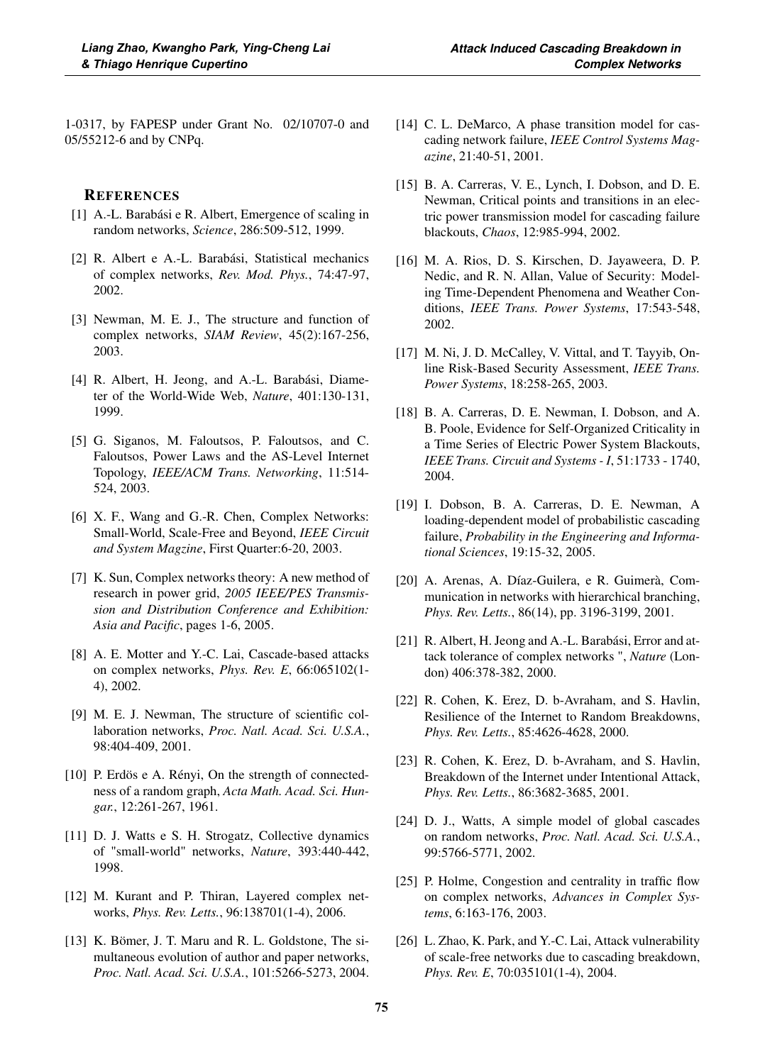1-0317, by FAPESP under Grant No. 02/10707-0 and 05/55212-6 and by CNPq.

## REFERENCES

[1] A.-L. Barabási e R. Albert, Emergence of scaling in random networks, *Science*, 286:509-512, 1999.

[2] R. Albert e A.-L. Barabási, Statistical mechanics of complex networks, *Rev. Mod. Phys.*, 74:47-97, 2002.

[3] Newman, M. E. J., The structure and function of complex networks, *SIAM Review*, 45(2):167-256, 2003.

[4] R. Albert, H. Jeong, and A.-L. Barabási, Diameter of the World-Wide Web, *Nature*, 401:130-131, 1999.

[5] G. Siganos, M. Faloutsos, P. Faloutsos, and C. Faloutsos, Power Laws and the AS-Level Internet Topology, *IEEE/ACM Trans. Networking*, 11:514-524, 2003.

[6] X. F., Wang and G.-R. Chen, Complex Networks: Small-World, Scale-Free and Beyond, *IEEE Circuit and System Magzine*, First Quarter:6-20, 2003.

[7] K. Sun, Complex networks theory: A new method of research in power grid, *2005 IEEE/PES Transmission and Distribution Conference and Exhibition: Asia and Pacific*, pages 1-6, 2005.

[8] A. E. Motter and Y.-C. Lai, Cascade-based attacks on complex networks, *Phys. Rev. E*, 66:065102(1-4), 2002.

[9] M. E. J. Newman, The structure of scientific collaboration networks, *Proc. Natl. Acad. Sci. U.S.A.*, 98:404-409, 2001.

[10] P. Erdös e A. Rényi, On the strength of connectedness of a random graph, *Acta Math. Acad. Sci. Hungar.*, 12:261-267, 1961.

[11] D. J. Watts e S. H. Strogatz, Collective dynamics of "small-world" networks, *Nature*, 393:440-442, 1998.

[12] M. Kurant and P. Thiran, Layered complex networks, *Phys. Rev. Letts.*, 96:138701(1-4), 2006.

[13] K. Bömer, J. T. Maru and R. L. Goldstone, The simultaneous evolution of author and paper networks, *Proc. Natl. Acad. Sci. U.S.A.*, 101:5266-5273, 2004.

[14] C. L. DeMarco, A phase transition model for cascading network failure, *IEEE Control Systems Magazine*, 21:40-51, 2001.

[15] B. A. Carreras, V. E., Lynch, I. Dobson, and D. E. Newman, Critical points and transitions in an electric power transmission model for cascading failure blackouts, *Chaos*, 12:985-994, 2002.

[16] M. A. Rios, D. S. Kirschen, D. Jayaweera, D. P. Nedic, and R. N. Allan, Value of Security: Modeling Time-Dependent Phenomena and Weather Conditions, *IEEE Trans. Power Systems*, 17:543-548, 2002.

[17] M. Ni, J. D. McCalley, V. Vittal, and T. Tayyib, Online Risk-Based Security Assessment, *IEEE Trans. Power Systems*, 18:258-265, 2003.

[18] B. A. Carreras, D. E. Newman, I. Dobson, and A. B. Poole, Evidence for Self-Organized Criticality in a Time Series of Electric Power System Blackouts, *IEEE Trans. Circuit and Systems - I*, 51:1733 - 1740, 2004.

[19] I. Dobson, B. A. Carreras, D. E. Newman, A loading-dependent model of probabilistic cascading failure, *Probability in the Engineering and Informational Sciences*, 19:15-32, 2005.

[20] A. Arenas, A. Díaz-Guilera, e R. Guimerà, Communication in networks with hierarchical branching, *Phys. Rev. Letts.*, 86(14), pp. 3196-3199, 2001.

[21] R. Albert, H. Jeong and A.-L. Barabási, Error and attack tolerance of complex networks ", *Nature* (London) 406:378-382, 2000.

[22] R. Cohen, K. Erez, D. b-Avraham, and S. Havlin, Resilience of the Internet to Random Breakdowns, *Phys. Rev. Letts.*, 85:4626-4628, 2000.

[23] R. Cohen, K. Erez, D. b-Avraham, and S. Havlin, Breakdown of the Internet under Intentional Attack, *Phys. Rev. Letts.*, 86:3682-3685, 2001.

[24] D. J., Watts, A simple model of global cascades on random networks, *Proc. Natl. Acad. Sci. U.S.A.*, 99:5766-5771, 2002.

[25] P. Holme, Congestion and centrality in traffic flow on complex networks, *Advances in Complex Systems*, 6:163-176, 2003.

[26] L. Zhao, K. Park, and Y.-C. Lai, Attack vulnerability of scale-free networks due to cascading breakdown, *Phys. Rev. E*, 70:035101(1-4), 2004.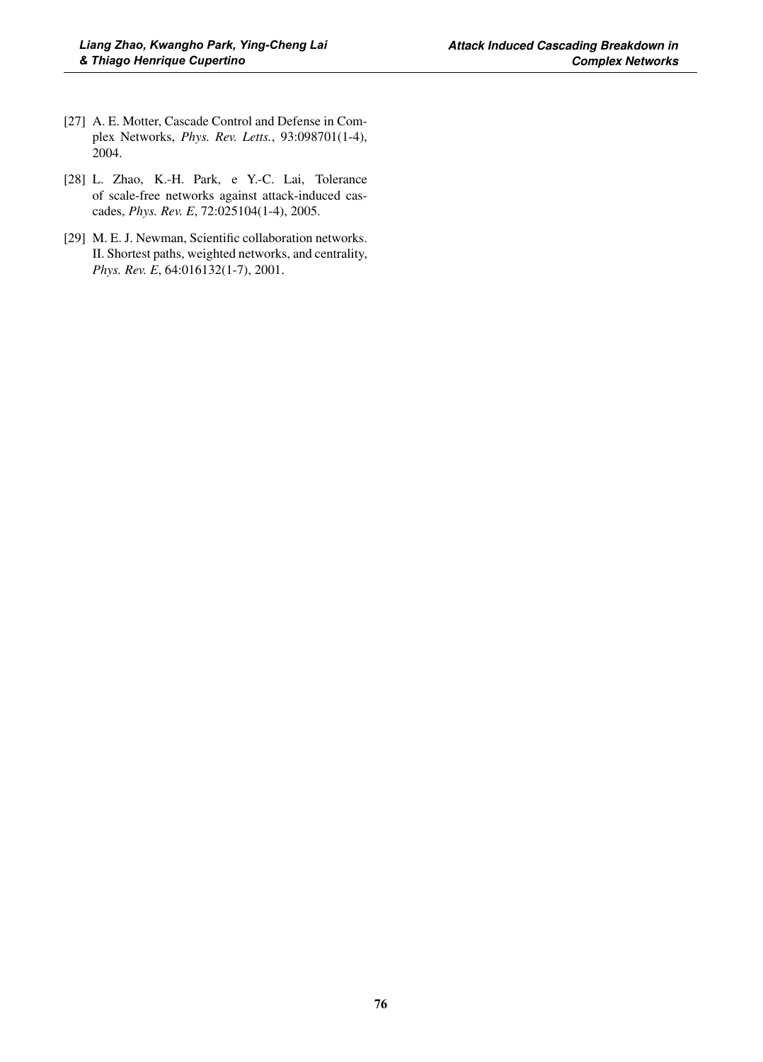[27] A. E. Motter, Cascade Control and Defense in Complex Networks, *Phys. Rev. Letts.*, 93:098701(1-4), 2004.

[28] L. Zhao, K.-H. Park, e Y.-C. Lai, Tolerance of scale-free networks against attack-induced cascades, *Phys. Rev. E*, 72:025104(1-4), 2005.

[29] M. E. J. Newman, Scientific collaboration networks. II. Shortest paths, weighted networks, and centrality, *Phys. Rev. E*, 64:016132(1-7), 2001.